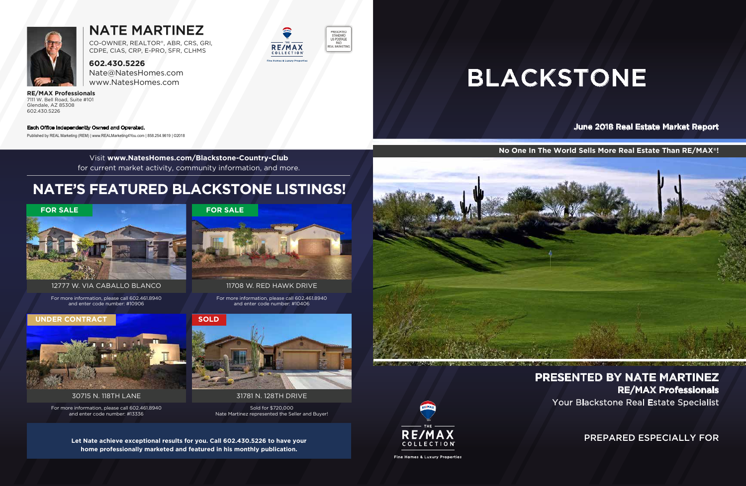# NATE MARTINEZ

CO-OWNER, REALTOR®, ABR, CRS, GRI, CDPE, CIAS, CRP, E-PRO, SFR, CLHMS

**602.430.5226**
Nate@NatesHomes.com
www.NatesHomes.com

**RE/MAX Professionals**
7111 W. Bell Road, Suite #101
Glendale, AZ 85308
602.430.5226

THE RE/MAX COLLECTION
Fine Homes & Luxury Properties

PRESORTED STANDARD US POSTAGE PAID REAL MARKETING

**Each Office Independently Owned and Operated.**

Published by REAL Marketing (REM) | www.REALMarketing4You.com | 858.254.9619 | ©2018

Visit **www.NatesHomes.com/Blackstone-Country-Club** for current market activity, community information, and more.

## NATE'S FEATURED BLACKSTONE LISTINGS!

**FOR SALE**

12777 W. VIA CABALLO BLANCO

For more information, please call 602.461.8940 and enter code number: #10906

**FOR SALE**

11708 W. RED HAWK DRIVE

For more information, please call 602.461.8940 and enter code number: #10406

**UNDER CONTRACT**

30715 N. 118TH LANE

For more information, please call 602.461.8940 and enter code number: #13336

**SOLD**

31781 N. 128TH DRIVE

Sold for $720,000
Nate Martinez represented the Seller and Buyer!

**Let Nate achieve exceptional results for you. Call 602.430.5226 to have your home professionally marketed and featured in his monthly publication.**

# BLACKSTONE

**June 2018 Real Estate Market Report**

**No One In The World Sells More Real Estate Than RE/MAX®!**

## PRESENTED BY NATE MARTINEZ

**RE/MAX Professionals**

Your Blackstone Real Estate Specialist

THE RE/MAX COLLECTION
Fine Homes & Luxury Properties

PREPARED ESPECIALLY FOR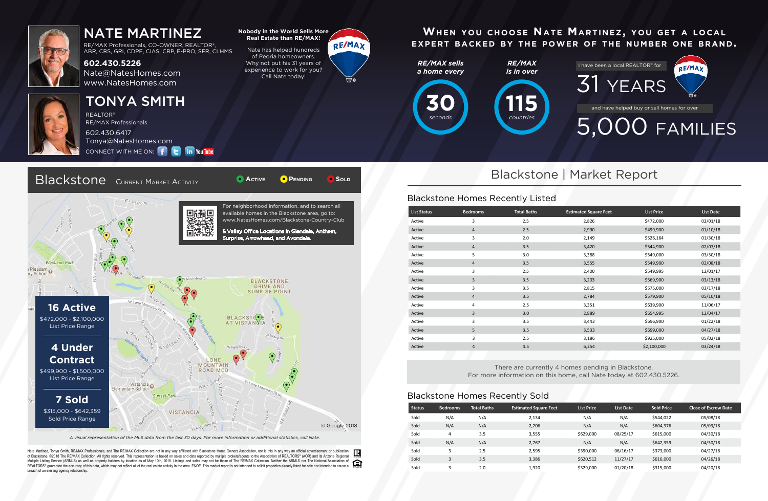# NATE MARTINEZ

RE/MAX Professionals, CO-OWNER, REALTOR®, ABR, CRS, GRI, CDPE, CIAS, CRP, E-PRO, SFR, CLHMS

**602.430.5226**
Nate@NatesHomes.com
www.NatesHomes.com

# TONYA SMITH

REALTOR®
RE/MAX Professionals
602.430.6417
Tonya@NatesHomes.com
CONNECT WITH ME ON:

**Nobody in the World Sells More Real Estate than RE/MAX!**

Nate has helped hundreds of Peoria homeowners. Why not put his 31 years of experience to work for you? Call Nate today!

## WHEN YOU CHOOSE NATE MARTINEZ, YOU GET A LOCAL EXPERT BACKED BY THE POWER OF THE NUMBER ONE BRAND.

*RE/MAX sells a home every* **30** *seconds*

*RE/MAX is in over* **115** *countries*

I have been a local REALTOR® for **31 YEARS** and have helped buy or sell homes for over **5,000 FAMILIES**

## Blackstone — Current Market Activity

Active · Pending · Sold

For neighborhood information, and to search all available homes in the Blackstone area, go to: www.NatesHomes.com/Blackstone-Country-Club

**5 Valley Office Locations in Glendale, Anthem, Surprise, Arrowhead, and Avondale.**

**16 Active**
$472,000 - $2,100,000
List Price Range

**4 Under Contract**
$499,900 - $1,500,000
List Price Range

**7 Sold**
$315,000 - $642,359
Sold Price Range

© Google 2018

*A visual representation of the MLS data from the last 30 days. For more information or additional statistics, call Nate.*

Nate Martinez, Tonya Smith, RE/MAX Professionals, and The RE/MAX Collection are not in any way affiliated with Blackstone Home Owners Association, nor is this in any way an official advertisement or publication of Blackstone. ©2018 The RE/MAX Collection. All rights reserved. This representation is based on sales and data reported by multiple brokers/agents to the Association of REALTORS® (AOR) and its Arizona Regional Multiple Listing Service (ARMLS) as well as property builders by location as of May 10th, 2018. Listings and sales may not be those of The RE/MAX Collection. Neither the ARMLS nor The National Association of REALTORS® guarantee the accuracy of this data, which may not reflect all of the real estate activity in the area. E&OE. This market report is not intended to solicit properties already listed for sale nor intended to cause a breach of an existing agency relationship.

# Blackstone | Market Report

## Blackstone Homes Recently Listed

| List Status | Bedrooms | Total Baths | Estimated Square Feet | List Price | List Date |
|---|---|---|---|---|---|
| Active | 3 | 2.5 | 2,826 | $472,000 | 03/01/18 |
| Active | 4 | 2.5 | 2,990 | $499,900 | 01/10/18 |
| Active | 3 | 2.0 | 2,149 | $526,164 | 01/30/18 |
| Active | 4 | 3.5 | 3,420 | $544,900 | 02/07/18 |
| Active | 5 | 3.0 | 3,388 | $549,000 | 03/30/18 |
| Active | 4 | 3.5 | 3,555 | $549,900 | 02/08/18 |
| Active | 3 | 2.5 | 2,400 | $549,995 | 12/01/17 |
| Active | 3 | 3.5 | 3,203 | $569,900 | 03/13/18 |
| Active | 3 | 3.5 | 2,815 | $575,000 | 03/17/18 |
| Active | 4 | 3.5 | 2,784 | $579,900 | 05/10/18 |
| Active | 4 | 2.5 | 3,351 | $639,900 | 11/06/17 |
| Active | 3 | 3.0 | 2,889 | $654,995 | 12/04/17 |
| Active | 3 | 3.5 | 3,443 | $696,900 | 01/22/18 |
| Active | 5 | 3.5 | 3,533 | $699,000 | 04/27/18 |
| Active | 3 | 2.5 | 3,186 | $925,000 | 05/02/18 |
| Active | 4 | 4.5 | 6,254 | $2,100,000 | 03/24/18 |

There are currently 4 homes pending in Blackstone.
For more information on this home, call Nate today at 602.430.5226.

## Blackstone Homes Recently Sold

| Status | Bedrooms | Total Baths | Estimated Square Feet | List Price | List Date | Sold Price | Close of Escrow Date |
|---|---|---|---|---|---|---|---|
| Sold | N/A | N/A | 2,134 | N/A | N/A | $544,022 | 05/08/18 |
| Sold | N/A | N/A | 2,206 | N/A | N/A | $604,376 | 05/03/18 |
| Sold | 4 | 3.5 | 3,555 | $629,000 | 08/25/17 | $615,000 | 04/30/18 |
| Sold | N/A | N/A | 2,767 | N/A | N/A | $642,359 | 04/30/18 |
| Sold | 3 | 2.5 | 2,595 | $390,000 | 06/16/17 | $373,000 | 04/27/18 |
| Sold | 3 | 3.5 | 3,386 | $620,512 | 11/27/17 | $616,000 | 04/26/18 |
| Sold | 3 | 2.0 | 1,920 | $329,000 | 01/20/18 | $315,000 | 04/20/18 |